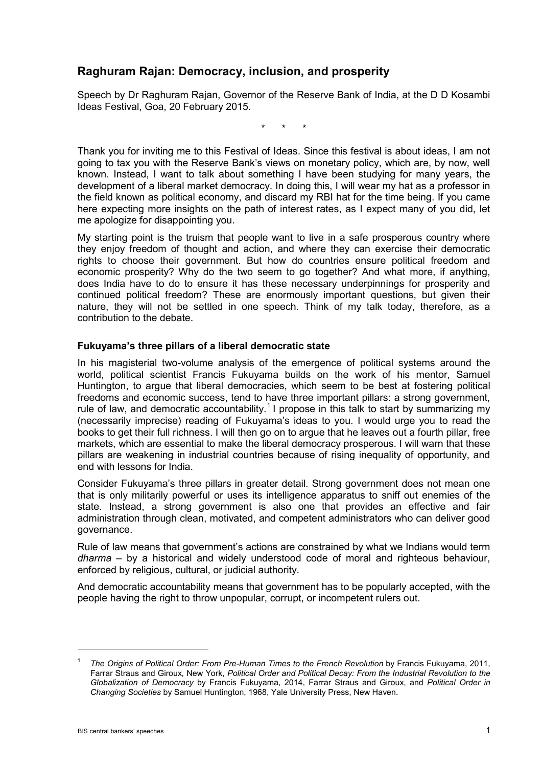## Raghuram Rajan: Democracy, inclusion, and prosperity

Speech by Dr Raghuram Rajan, Governor of the Reserve Bank of India, at the D D Kosambi Ideas Festival, Goa, 20 February 2015.

\* \* \*

Thank you for inviting me to this Festival of Ideas. Since this festival is about ideas, I am not going to tax you with the Reserve Bank's views on monetary policy, which are, by now, well known. Instead, I want to talk about something I have been studying for many years, the development of a liberal market democracy. In doing this, I will wear my hat as a professor in the field known as political economy, and discard my RBI hat for the time being. If you came here expecting more insights on the path of interest rates, as I expect many of you did, let me apologize for disappointing you.

My starting point is the truism that people want to live in a safe prosperous country where they enjoy freedom of thought and action, and where they can exercise their democratic rights to choose their government. But how do countries ensure political freedom and economic prosperity? Why do the two seem to go together? And what more, if anything, does India have to do to ensure it has these necessary underpinnings for prosperity and continued political freedom? These are enormously important questions, but given their nature, they will not be settled in one speech. Think of my talk today, therefore, as a contribution to the debate.

### Fukuyama's three pillars of a liberal democratic state

In his magisterial two-volume analysis of the emergence of political systems around the world, political scientist Francis Fukuyama builds on the work of his mentor, Samuel Huntington, to argue that liberal democracies, which seem to be best at fostering political freedoms and economic success, tend to have three important pillars: a strong government, rule of law, and democratic accountability.[1] I propose in this talk to start by summarizing my (necessarily imprecise) reading of Fukuyama's ideas to you. I would urge you to read the books to get their full richness. I will then go on to argue that he leaves out a fourth pillar, free markets, which are essential to make the liberal democracy prosperous. I will warn that these pillars are weakening in industrial countries because of rising inequality of opportunity, and end with lessons for India.

Consider Fukuyama's three pillars in greater detail. Strong government does not mean one that is only militarily powerful or uses its intelligence apparatus to sniff out enemies of the state. Instead, a strong government is also one that provides an effective and fair administration through clean, motivated, and competent administrators who can deliver good governance.

Rule of law means that government's actions are constrained by what we Indians would term *dharma* – by a historical and widely understood code of moral and righteous behaviour, enforced by religious, cultural, or judicial authority.

And democratic accountability means that government has to be popularly accepted, with the people having the right to throw unpopular, corrupt, or incompetent rulers out.

---

[1] *The Origins of Political Order: From Pre-Human Times to the French Revolution* by Francis Fukuyama, 2011, Farrar Straus and Giroux, New York, *Political Order and Political Decay: From the Industrial Revolution to the Globalization of Democracy* by Francis Fukuyama, 2014, Farrar Straus and Giroux, and *Political Order in Changing Societies* by Samuel Huntington, 1968, Yale University Press, New Haven.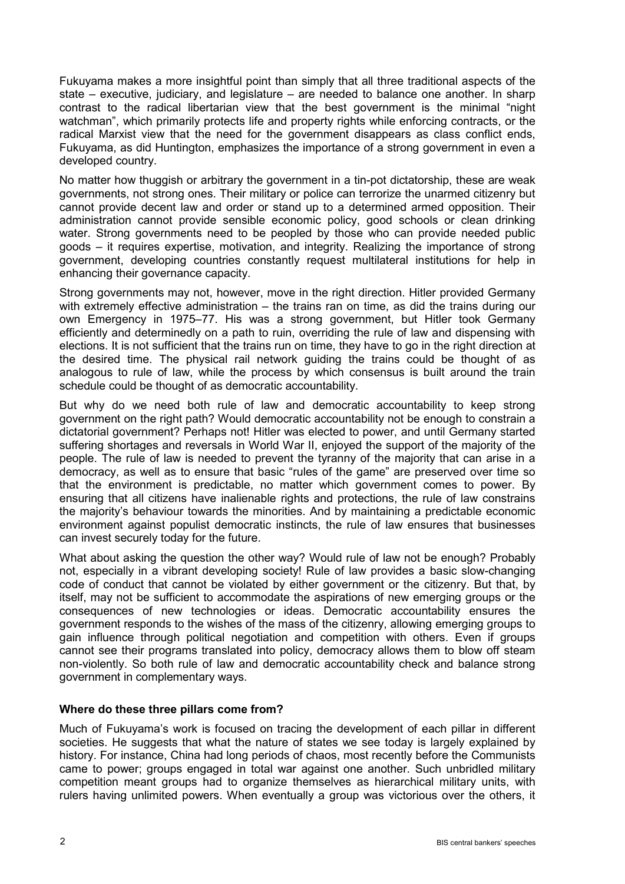Fukuyama makes a more insightful point than simply that all three traditional aspects of the state – executive, judiciary, and legislature – are needed to balance one another. In sharp contrast to the radical libertarian view that the best government is the minimal "night watchman", which primarily protects life and property rights while enforcing contracts, or the radical Marxist view that the need for the government disappears as class conflict ends, Fukuyama, as did Huntington, emphasizes the importance of a strong government in even a developed country.

No matter how thuggish or arbitrary the government in a tin-pot dictatorship, these are weak governments, not strong ones. Their military or police can terrorize the unarmed citizenry but cannot provide decent law and order or stand up to a determined armed opposition. Their administration cannot provide sensible economic policy, good schools or clean drinking water. Strong governments need to be peopled by those who can provide needed public goods – it requires expertise, motivation, and integrity. Realizing the importance of strong government, developing countries constantly request multilateral institutions for help in enhancing their governance capacity.

Strong governments may not, however, move in the right direction. Hitler provided Germany with extremely effective administration – the trains ran on time, as did the trains during our own Emergency in 1975–77. His was a strong government, but Hitler took Germany efficiently and determinedly on a path to ruin, overriding the rule of law and dispensing with elections. It is not sufficient that the trains run on time, they have to go in the right direction at the desired time. The physical rail network guiding the trains could be thought of as analogous to rule of law, while the process by which consensus is built around the train schedule could be thought of as democratic accountability.

But why do we need both rule of law and democratic accountability to keep strong government on the right path? Would democratic accountability not be enough to constrain a dictatorial government? Perhaps not! Hitler was elected to power, and until Germany started suffering shortages and reversals in World War II, enjoyed the support of the majority of the people. The rule of law is needed to prevent the tyranny of the majority that can arise in a democracy, as well as to ensure that basic "rules of the game" are preserved over time so that the environment is predictable, no matter which government comes to power. By ensuring that all citizens have inalienable rights and protections, the rule of law constrains the majority's behaviour towards the minorities. And by maintaining a predictable economic environment against populist democratic instincts, the rule of law ensures that businesses can invest securely today for the future.

What about asking the question the other way? Would rule of law not be enough? Probably not, especially in a vibrant developing society! Rule of law provides a basic slow-changing code of conduct that cannot be violated by either government or the citizenry. But that, by itself, may not be sufficient to accommodate the aspirations of new emerging groups or the consequences of new technologies or ideas. Democratic accountability ensures the government responds to the wishes of the mass of the citizenry, allowing emerging groups to gain influence through political negotiation and competition with others. Even if groups cannot see their programs translated into policy, democracy allows them to blow off steam non-violently. So both rule of law and democratic accountability check and balance strong government in complementary ways.

**Where do these three pillars come from?**

Much of Fukuyama's work is focused on tracing the development of each pillar in different societies. He suggests that what the nature of states we see today is largely explained by history. For instance, China had long periods of chaos, most recently before the Communists came to power; groups engaged in total war against one another. Such unbridled military competition meant groups had to organize themselves as hierarchical military units, with rulers having unlimited powers. When eventually a group was victorious over the others, it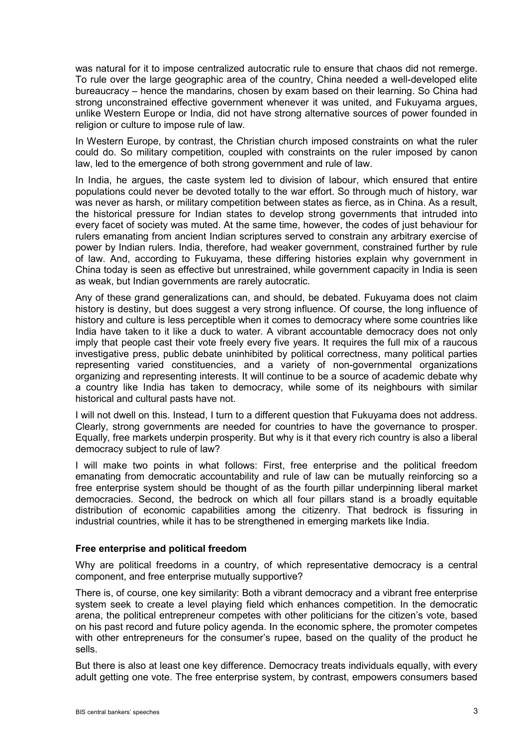was natural for it to impose centralized autocratic rule to ensure that chaos did not remerge. To rule over the large geographic area of the country, China needed a well-developed elite bureaucracy – hence the mandarins, chosen by exam based on their learning. So China had strong unconstrained effective government whenever it was united, and Fukuyama argues, unlike Western Europe or India, did not have strong alternative sources of power founded in religion or culture to impose rule of law.

In Western Europe, by contrast, the Christian church imposed constraints on what the ruler could do. So military competition, coupled with constraints on the ruler imposed by canon law, led to the emergence of both strong government and rule of law.

In India, he argues, the caste system led to division of labour, which ensured that entire populations could never be devoted totally to the war effort. So through much of history, war was never as harsh, or military competition between states as fierce, as in China. As a result, the historical pressure for Indian states to develop strong governments that intruded into every facet of society was muted. At the same time, however, the codes of just behaviour for rulers emanating from ancient Indian scriptures served to constrain any arbitrary exercise of power by Indian rulers. India, therefore, had weaker government, constrained further by rule of law. And, according to Fukuyama, these differing histories explain why government in China today is seen as effective but unrestrained, while government capacity in India is seen as weak, but Indian governments are rarely autocratic.

Any of these grand generalizations can, and should, be debated. Fukuyama does not claim history is destiny, but does suggest a very strong influence. Of course, the long influence of history and culture is less perceptible when it comes to democracy where some countries like India have taken to it like a duck to water. A vibrant accountable democracy does not only imply that people cast their vote freely every five years. It requires the full mix of a raucous investigative press, public debate uninhibited by political correctness, many political parties representing varied constituencies, and a variety of non-governmental organizations organizing and representing interests. It will continue to be a source of academic debate why a country like India has taken to democracy, while some of its neighbours with similar historical and cultural pasts have not.

I will not dwell on this. Instead, I turn to a different question that Fukuyama does not address. Clearly, strong governments are needed for countries to have the governance to prosper. Equally, free markets underpin prosperity. But why is it that every rich country is also a liberal democracy subject to rule of law?

I will make two points in what follows: First, free enterprise and the political freedom emanating from democratic accountability and rule of law can be mutually reinforcing so a free enterprise system should be thought of as the fourth pillar underpinning liberal market democracies. Second, the bedrock on which all four pillars stand is a broadly equitable distribution of economic capabilities among the citizenry. That bedrock is fissuring in industrial countries, while it has to be strengthened in emerging markets like India.

**Free enterprise and political freedom**

Why are political freedoms in a country, of which representative democracy is a central component, and free enterprise mutually supportive?

There is, of course, one key similarity: Both a vibrant democracy and a vibrant free enterprise system seek to create a level playing field which enhances competition. In the democratic arena, the political entrepreneur competes with other politicians for the citizen's vote, based on his past record and future policy agenda. In the economic sphere, the promoter competes with other entrepreneurs for the consumer's rupee, based on the quality of the product he sells.

But there is also at least one key difference. Democracy treats individuals equally, with every adult getting one vote. The free enterprise system, by contrast, empowers consumers based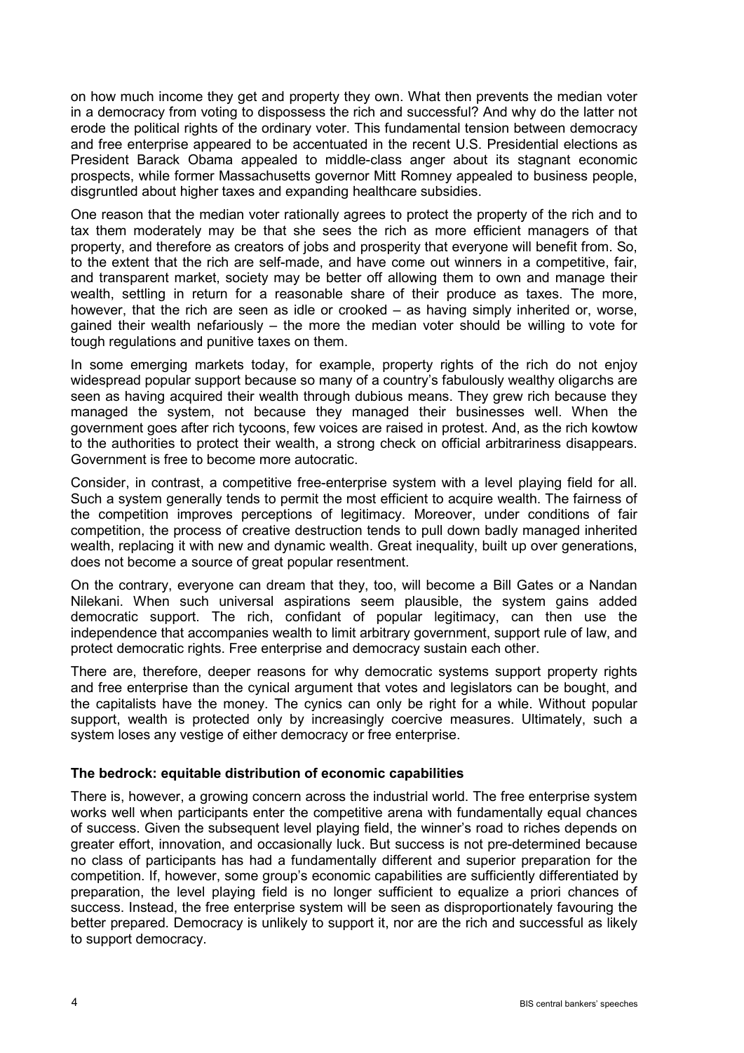on how much income they get and property they own. What then prevents the median voter in a democracy from voting to dispossess the rich and successful? And why do the latter not erode the political rights of the ordinary voter. This fundamental tension between democracy and free enterprise appeared to be accentuated in the recent U.S. Presidential elections as President Barack Obama appealed to middle-class anger about its stagnant economic prospects, while former Massachusetts governor Mitt Romney appealed to business people, disgruntled about higher taxes and expanding healthcare subsidies.

One reason that the median voter rationally agrees to protect the property of the rich and to tax them moderately may be that she sees the rich as more efficient managers of that property, and therefore as creators of jobs and prosperity that everyone will benefit from. So, to the extent that the rich are self-made, and have come out winners in a competitive, fair, and transparent market, society may be better off allowing them to own and manage their wealth, settling in return for a reasonable share of their produce as taxes. The more, however, that the rich are seen as idle or crooked – as having simply inherited or, worse, gained their wealth nefariously – the more the median voter should be willing to vote for tough regulations and punitive taxes on them.

In some emerging markets today, for example, property rights of the rich do not enjoy widespread popular support because so many of a country's fabulously wealthy oligarchs are seen as having acquired their wealth through dubious means. They grew rich because they managed the system, not because they managed their businesses well. When the government goes after rich tycoons, few voices are raised in protest. And, as the rich kowtow to the authorities to protect their wealth, a strong check on official arbitrariness disappears. Government is free to become more autocratic.

Consider, in contrast, a competitive free-enterprise system with a level playing field for all. Such a system generally tends to permit the most efficient to acquire wealth. The fairness of the competition improves perceptions of legitimacy. Moreover, under conditions of fair competition, the process of creative destruction tends to pull down badly managed inherited wealth, replacing it with new and dynamic wealth. Great inequality, built up over generations, does not become a source of great popular resentment.

On the contrary, everyone can dream that they, too, will become a Bill Gates or a Nandan Nilekani. When such universal aspirations seem plausible, the system gains added democratic support. The rich, confidant of popular legitimacy, can then use the independence that accompanies wealth to limit arbitrary government, support rule of law, and protect democratic rights. Free enterprise and democracy sustain each other.

There are, therefore, deeper reasons for why democratic systems support property rights and free enterprise than the cynical argument that votes and legislators can be bought, and the capitalists have the money. The cynics can only be right for a while. Without popular support, wealth is protected only by increasingly coercive measures. Ultimately, such a system loses any vestige of either democracy or free enterprise.

**The bedrock: equitable distribution of economic capabilities**

There is, however, a growing concern across the industrial world. The free enterprise system works well when participants enter the competitive arena with fundamentally equal chances of success. Given the subsequent level playing field, the winner's road to riches depends on greater effort, innovation, and occasionally luck. But success is not pre-determined because no class of participants has had a fundamentally different and superior preparation for the competition. If, however, some group's economic capabilities are sufficiently differentiated by preparation, the level playing field is no longer sufficient to equalize a priori chances of success. Instead, the free enterprise system will be seen as disproportionately favouring the better prepared. Democracy is unlikely to support it, nor are the rich and successful as likely to support democracy.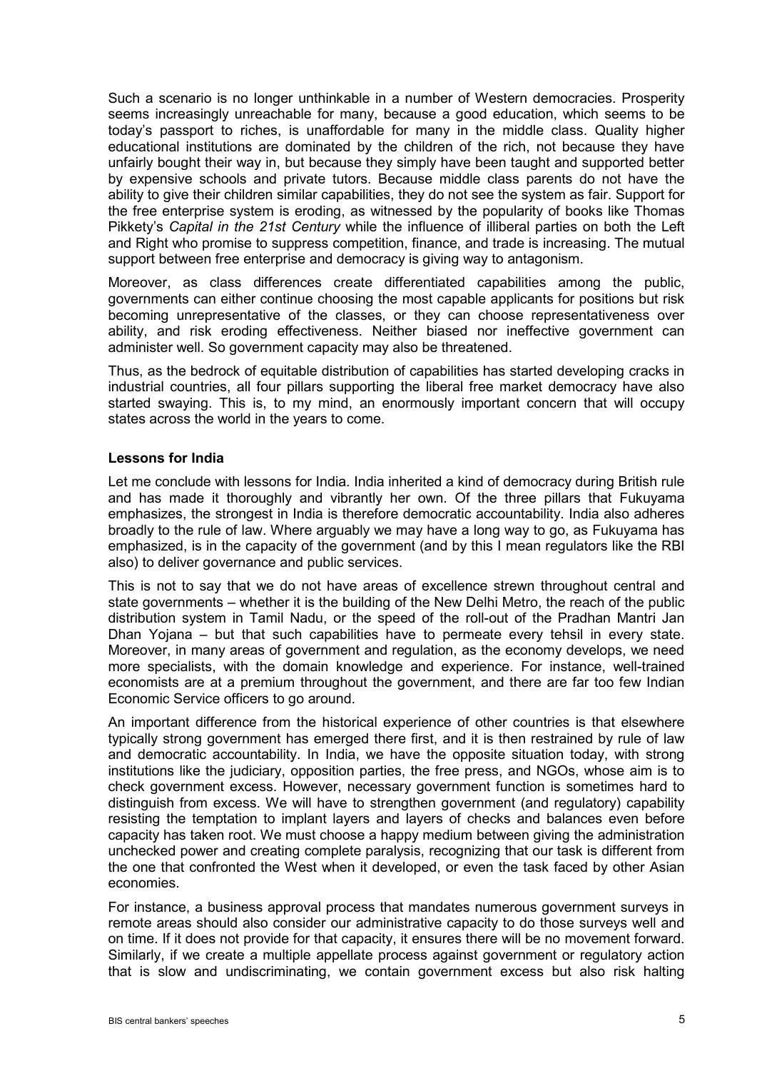Such a scenario is no longer unthinkable in a number of Western democracies. Prosperity seems increasingly unreachable for many, because a good education, which seems to be today's passport to riches, is unaffordable for many in the middle class. Quality higher educational institutions are dominated by the children of the rich, not because they have unfairly bought their way in, but because they simply have been taught and supported better by expensive schools and private tutors. Because middle class parents do not have the ability to give their children similar capabilities, they do not see the system as fair. Support for the free enterprise system is eroding, as witnessed by the popularity of books like Thomas Pikkety's *Capital in the 21st Century* while the influence of illiberal parties on both the Left and Right who promise to suppress competition, finance, and trade is increasing. The mutual support between free enterprise and democracy is giving way to antagonism.

Moreover, as class differences create differentiated capabilities among the public, governments can either continue choosing the most capable applicants for positions but risk becoming unrepresentative of the classes, or they can choose representativeness over ability, and risk eroding effectiveness. Neither biased nor ineffective government can administer well. So government capacity may also be threatened.

Thus, as the bedrock of equitable distribution of capabilities has started developing cracks in industrial countries, all four pillars supporting the liberal free market democracy have also started swaying. This is, to my mind, an enormously important concern that will occupy states across the world in the years to come.

**Lessons for India**

Let me conclude with lessons for India. India inherited a kind of democracy during British rule and has made it thoroughly and vibrantly her own. Of the three pillars that Fukuyama emphasizes, the strongest in India is therefore democratic accountability. India also adheres broadly to the rule of law. Where arguably we may have a long way to go, as Fukuyama has emphasized, is in the capacity of the government (and by this I mean regulators like the RBI also) to deliver governance and public services.

This is not to say that we do not have areas of excellence strewn throughout central and state governments – whether it is the building of the New Delhi Metro, the reach of the public distribution system in Tamil Nadu, or the speed of the roll-out of the Pradhan Mantri Jan Dhan Yojana – but that such capabilities have to permeate every tehsil in every state. Moreover, in many areas of government and regulation, as the economy develops, we need more specialists, with the domain knowledge and experience. For instance, well-trained economists are at a premium throughout the government, and there are far too few Indian Economic Service officers to go around.

An important difference from the historical experience of other countries is that elsewhere typically strong government has emerged there first, and it is then restrained by rule of law and democratic accountability. In India, we have the opposite situation today, with strong institutions like the judiciary, opposition parties, the free press, and NGOs, whose aim is to check government excess. However, necessary government function is sometimes hard to distinguish from excess. We will have to strengthen government (and regulatory) capability resisting the temptation to implant layers and layers of checks and balances even before capacity has taken root. We must choose a happy medium between giving the administration unchecked power and creating complete paralysis, recognizing that our task is different from the one that confronted the West when it developed, or even the task faced by other Asian economies.

For instance, a business approval process that mandates numerous government surveys in remote areas should also consider our administrative capacity to do those surveys well and on time. If it does not provide for that capacity, it ensures there will be no movement forward. Similarly, if we create a multiple appellate process against government or regulatory action that is slow and undiscriminating, we contain government excess but also risk halting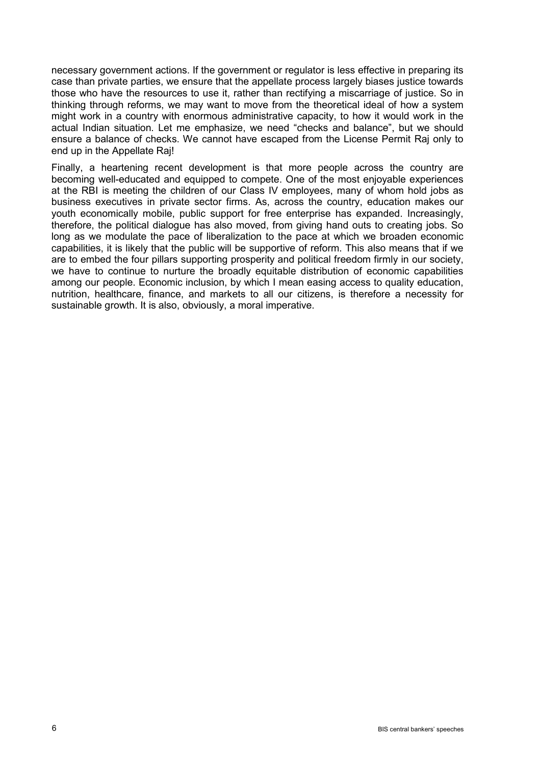necessary government actions. If the government or regulator is less effective in preparing its case than private parties, we ensure that the appellate process largely biases justice towards those who have the resources to use it, rather than rectifying a miscarriage of justice. So in thinking through reforms, we may want to move from the theoretical ideal of how a system might work in a country with enormous administrative capacity, to how it would work in the actual Indian situation. Let me emphasize, we need "checks and balance", but we should ensure a balance of checks. We cannot have escaped from the License Permit Raj only to end up in the Appellate Raj!

Finally, a heartening recent development is that more people across the country are becoming well-educated and equipped to compete. One of the most enjoyable experiences at the RBI is meeting the children of our Class IV employees, many of whom hold jobs as business executives in private sector firms. As, across the country, education makes our youth economically mobile, public support for free enterprise has expanded. Increasingly, therefore, the political dialogue has also moved, from giving hand outs to creating jobs. So long as we modulate the pace of liberalization to the pace at which we broaden economic capabilities, it is likely that the public will be supportive of reform. This also means that if we are to embed the four pillars supporting prosperity and political freedom firmly in our society, we have to continue to nurture the broadly equitable distribution of economic capabilities among our people. Economic inclusion, by which I mean easing access to quality education, nutrition, healthcare, finance, and markets to all our citizens, is therefore a necessity for sustainable growth. It is also, obviously, a moral imperative.